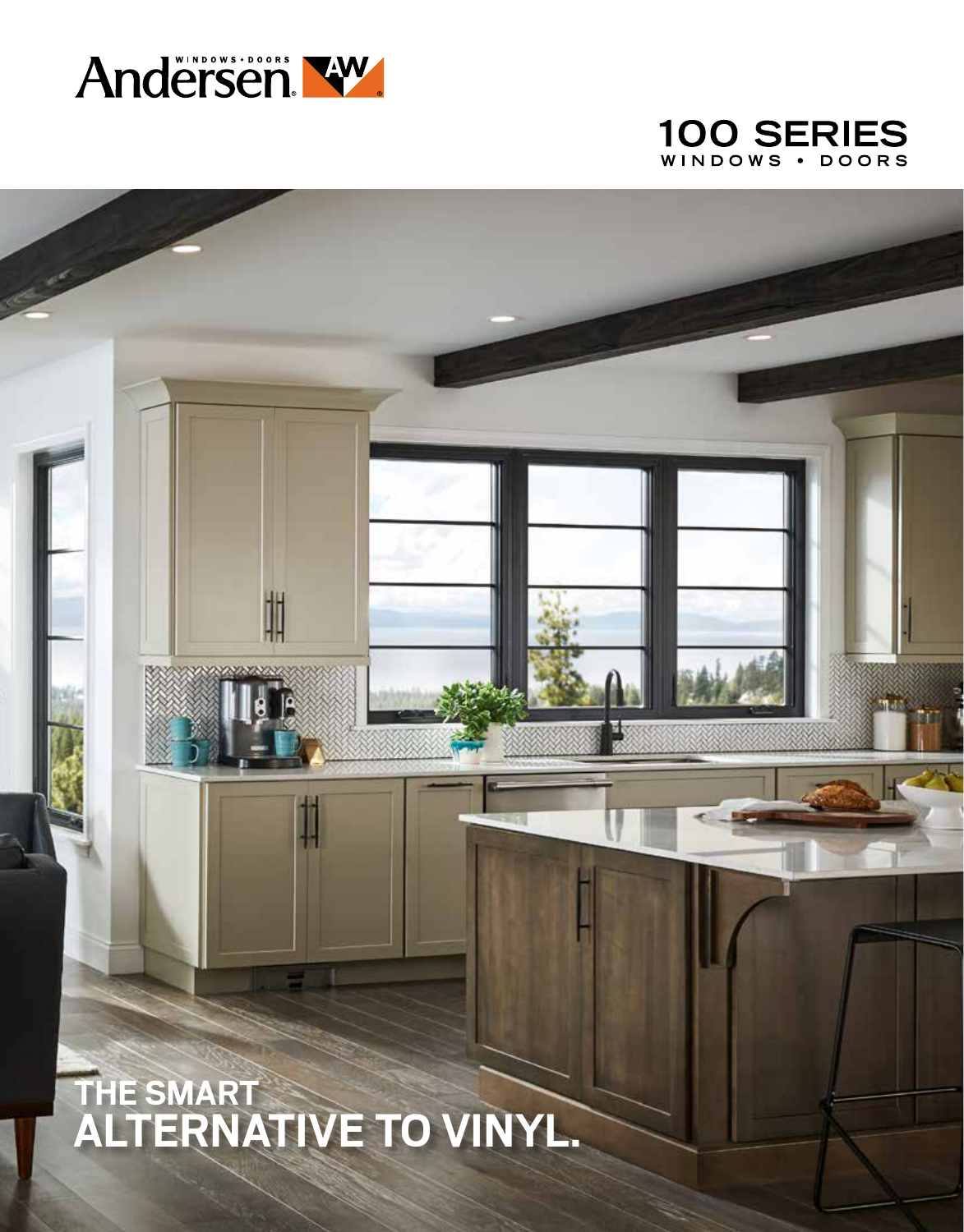Andersen® WINDOWS • DOORS

# 100 SERIES
WINDOWS • DOORS

## THE SMART ALTERNATIVE TO VINYL.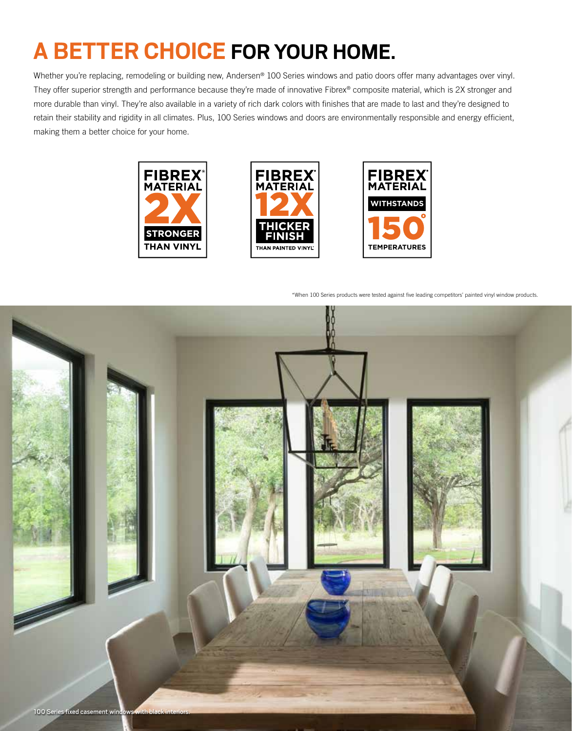# A BETTER CHOICE FOR YOUR HOME.

Whether you're replacing, remodeling or building new, Andersen® 100 Series windows and patio doors offer many advantages over vinyl. They offer superior strength and performance because they're made of innovative Fibrex® composite material, which is 2X stronger and more durable than vinyl. They're also available in a variety of rich dark colors with finishes that are made to last and they're designed to retain their stability and rigidity in all climates. Plus, 100 Series windows and doors are environmentally responsible and energy efficient, making them a better choice for your home.

FIBREX® MATERIAL 2X STRONGER THAN VINYL

FIBREX® MATERIAL 12X THICKER FINISH THAN PAINTED VINYL*

FIBREX® MATERIAL WITHSTANDS 150° TEMPERATURES

*When 100 Series products were tested against five leading competitors' painted vinyl window products.

100 Series fixed casement windows with black interiors.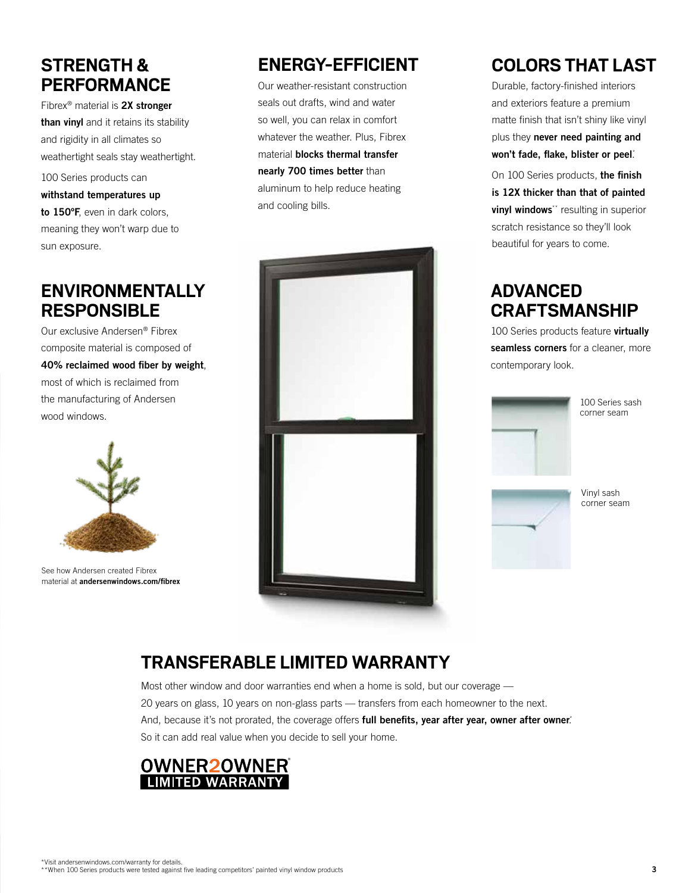## STRENGTH & PERFORMANCE

Fibrex® material is **2X stronger than vinyl** and it retains its stability and rigidity in all climates so weathertight seals stay weathertight.

100 Series products can **withstand temperatures up to 150ºF**, even in dark colors, meaning they won't warp due to sun exposure.

## ENVIRONMENTALLY RESPONSIBLE

Our exclusive Andersen® Fibrex composite material is composed of **40% reclaimed wood fiber by weight**, most of which is reclaimed from the manufacturing of Andersen wood windows.

See how Andersen created Fibrex material at **andersenwindows.com/fibrex**

## ENERGY-EFFICIENT

Our weather-resistant construction seals out drafts, wind and water so well, you can relax in comfort whatever the weather. Plus, Fibrex material **blocks thermal transfer nearly 700 times better** than aluminum to help reduce heating and cooling bills.

## COLORS THAT LAST

Durable, factory-finished interiors and exteriors feature a premium matte finish that isn't shiny like vinyl plus they **never need painting and won't fade, flake, blister or peel**.*

On 100 Series products, **the finish is 12X thicker than that of painted vinyl windows**** resulting in superior scratch resistance so they'll look beautiful for years to come.

## ADVANCED CRAFTSMANSHIP

100 Series products feature **virtually seamless corners** for a cleaner, more contemporary look.

100 Series sash corner seam

Vinyl sash corner seam

## TRANSFERABLE LIMITED WARRANTY

Most other window and door warranties end when a home is sold, but our coverage — 20 years on glass, 10 years on non-glass parts — transfers from each homeowner to the next. And, because it's not prorated, the coverage offers **full benefits, year after year, owner after owner**.* So it can add real value when you decide to sell your home.

OWNER2OWNER® LIMITED WARRANTY

*Visit andersenwindows.com/warranty for details.
**When 100 Series products were tested against five leading competitors' painted vinyl window products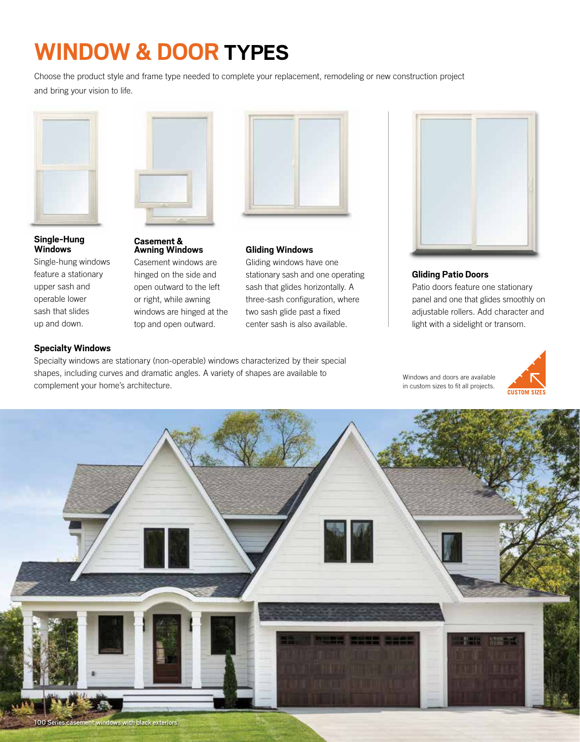# WINDOW & DOOR TYPES

Choose the product style and frame type needed to complete your replacement, remodeling or new construction project and bring your vision to life.

### Single-Hung Windows

Single-hung windows feature a stationary upper sash and operable lower sash that slides up and down.

### Casement & Awning Windows

Casement windows are hinged on the side and open outward to the left or right, while awning windows are hinged at the top and open outward.

### Gliding Windows

Gliding windows have one stationary sash and one operating sash that glides horizontally. A three-sash configuration, where two sash glide past a fixed center sash is also available.

### Gliding Patio Doors

Patio doors feature one stationary panel and one that glides smoothly on adjustable rollers. Add character and light with a sidelight or transom.

### Specialty Windows

Specialty windows are stationary (non-operable) windows characterized by their special shapes, including curves and dramatic angles. A variety of shapes are available to complement your home's architecture.

Windows and doors are available in custom sizes to fit all projects.

CUSTOM SIZES

100 Series casement windows with black exteriors.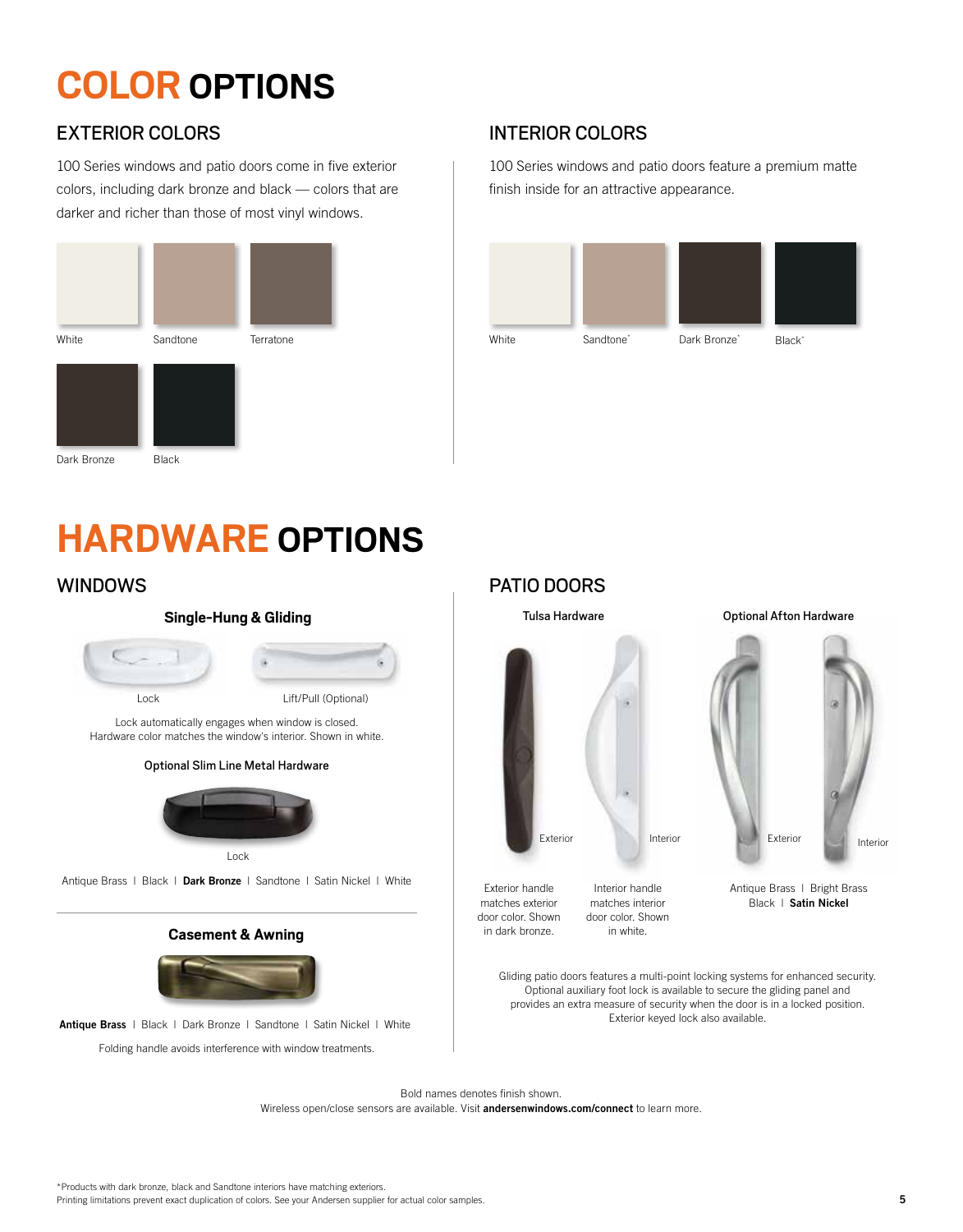# COLOR OPTIONS

## EXTERIOR COLORS

100 Series windows and patio doors come in five exterior colors, including dark bronze and black — colors that are darker and richer than those of most vinyl windows.

White

Sandtone

Terratone

Dark Bronze

Black

## INTERIOR COLORS

100 Series windows and patio doors feature a premium matte finish inside for an attractive appearance.

White

Sandtone*

Dark Bronze*

Black*

# HARDWARE OPTIONS

## WINDOWS

### Single-Hung & Gliding

Lock

Lift/Pull (Optional)

Lock automatically engages when window is closed.
Hardware color matches the window's interior. Shown in white.

### Optional Slim Line Metal Hardware

Lock

Antique Brass | Black | **Dark Bronze** | Sandtone | Satin Nickel | White

### Casement & Awning

**Antique Brass** | Black | Dark Bronze | Sandtone | Satin Nickel | White

Folding handle avoids interference with window treatments.

## PATIO DOORS

### Tulsa Hardware

Exterior

Interior

Exterior handle matches exterior door color. Shown in dark bronze.

Interior handle matches interior door color. Shown in white.

### Optional Afton Hardware

Exterior

Interior

Antique Brass | Bright Brass
Black | **Satin Nickel**

Gliding patio doors features a multi-point locking systems for enhanced security. Optional auxiliary foot lock is available to secure the gliding panel and provides an extra measure of security when the door is in a locked position. Exterior keyed lock also available.

Bold names denotes finish shown.
Wireless open/close sensors are available. Visit **andersenwindows.com/connect** to learn more.

*Products with dark bronze, black and Sandtone interiors have matching exteriors.
Printing limitations prevent exact duplication of colors. See your Andersen supplier for actual color samples.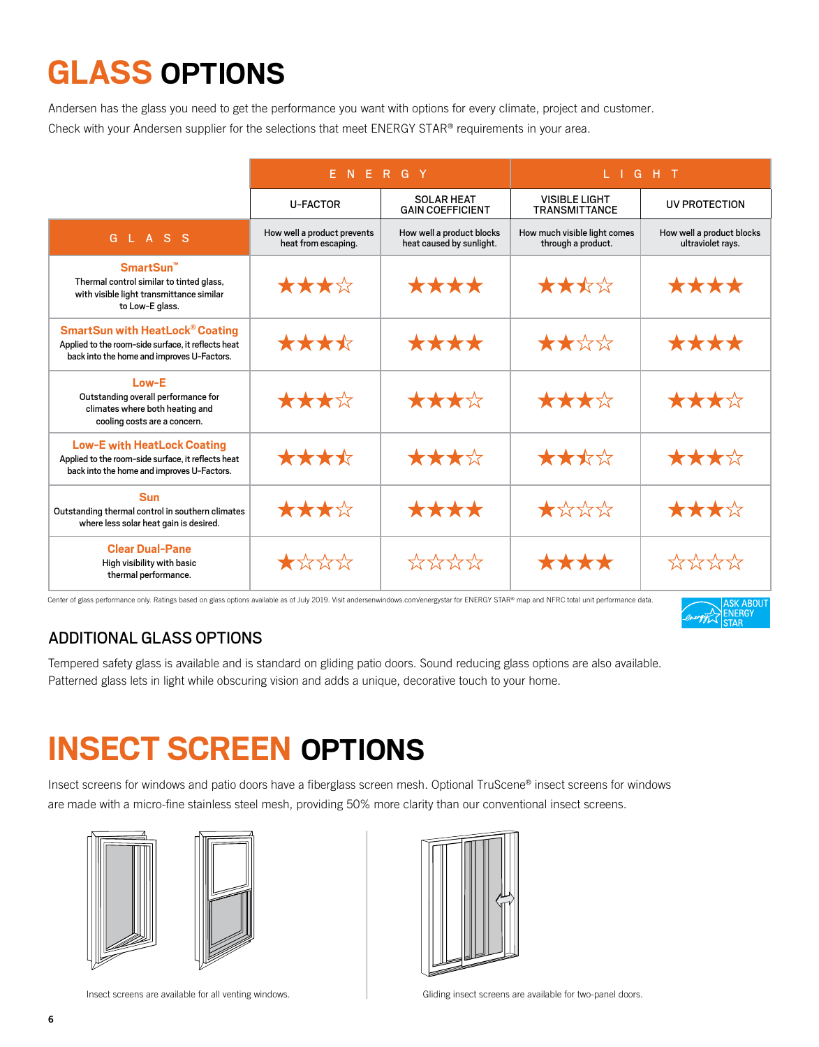# GLASS OPTIONS

Andersen has the glass you need to get the performance you want with options for every climate, project and customer. Check with your Andersen supplier for the selections that meet ENERGY STAR® requirements in your area.

| | ENERGY | | LIGHT | |
|---|---|---|---|---|
| | U-FACTOR | SOLAR HEAT GAIN COEFFICIENT | VISIBLE LIGHT TRANSMITTANCE | UV PROTECTION |
| GLASS | How well a product prevents heat from escaping. | How well a product blocks heat caused by sunlight. | How much visible light comes through a product. | How well a product blocks ultraviolet rays. |
| **SmartSun™** Thermal control similar to tinted glass, with visible light transmittance similar to Low-E glass. | ★★★☆ | ★★★★ | ★★½☆ | ★★★★ |
| **SmartSun with HeatLock® Coating** Applied to the room-side surface, it reflects heat back into the home and improves U-Factors. | ★★★½ | ★★★★ | ★★☆☆ | ★★★★ |
| **Low-E** Outstanding overall performance for climates where both heating and cooling costs are a concern. | ★★★☆ | ★★★☆ | ★★★☆ | ★★★☆ |
| **Low-E with HeatLock Coating** Applied to the room-side surface, it reflects heat back into the home and improves U-Factors. | ★★★½ | ★★★☆ | ★★½☆ | ★★★☆ |
| **Sun** Outstanding thermal control in southern climates where less solar heat gain is desired. | ★★★☆ | ★★★★ | ★☆☆☆ | ★★★☆ |
| **Clear Dual-Pane** High visibility with basic thermal performance. | ★☆☆☆ | ☆☆☆☆ | ★★★★ | ☆☆☆☆ |

Center of glass performance only. Ratings based on glass options available as of July 2019. Visit andersenwindows.com/energystar for ENERGY STAR® map and NFRC total unit performance data.

ASK ABOUT ENERGY STAR

## ADDITIONAL GLASS OPTIONS

Tempered safety glass is available and is standard on gliding patio doors. Sound reducing glass options are also available. Patterned glass lets in light while obscuring vision and adds a unique, decorative touch to your home.

# INSECT SCREEN OPTIONS

Insect screens for windows and patio doors have a fiberglass screen mesh. Optional TruScene® insect screens for windows are made with a micro-fine stainless steel mesh, providing 50% more clarity than our conventional insect screens.

Insect screens are available for all venting windows.

Gliding insect screens are available for two-panel doors.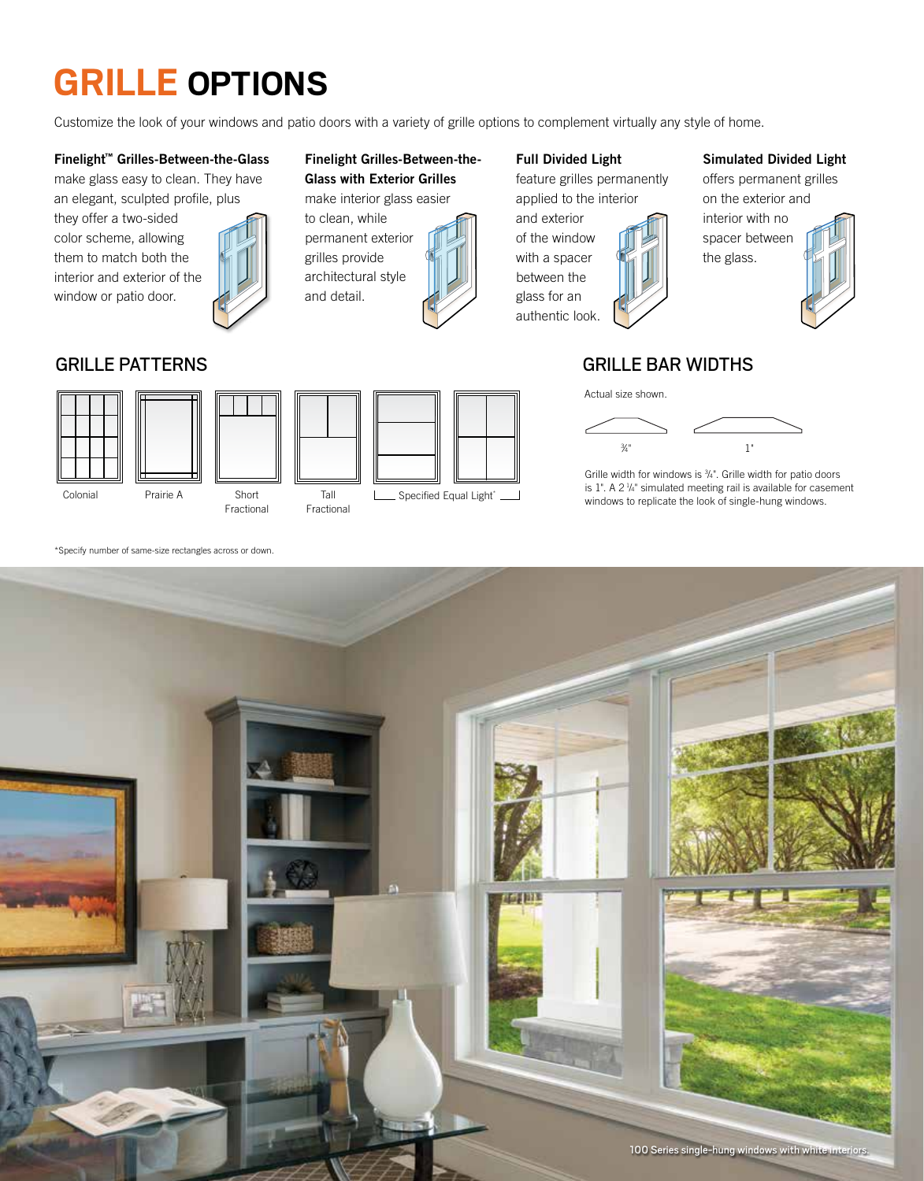# GRILLE OPTIONS

Customize the look of your windows and patio doors with a variety of grille options to complement virtually any style of home.

**Finelight™ Grilles-Between-the-Glass** make glass easy to clean. They have an elegant, sculpted profile, plus they offer a two-sided color scheme, allowing them to match both the interior and exterior of the window or patio door.

**Finelight Grilles-Between-the-Glass with Exterior Grilles** make interior glass easier to clean, while permanent exterior grilles provide architectural style and detail.

**Full Divided Light** feature grilles permanently applied to the interior and exterior of the window with a spacer between the glass for an authentic look.

**Simulated Divided Light** offers permanent grilles on the exterior and interior with no spacer between the glass.

## GRILLE PATTERNS

Colonial

Prairie A

Short Fractional

Tall Fractional

Specified Equal Light*

*Specify number of same-size rectangles across or down.

## GRILLE BAR WIDTHS

Actual size shown.

¾"

1"

Grille width for windows is ¾". Grille width for patio doors is 1". A 2 ¼" simulated meeting rail is available for casement windows to replicate the look of single-hung windows.

100 Series single-hung windows with white interiors.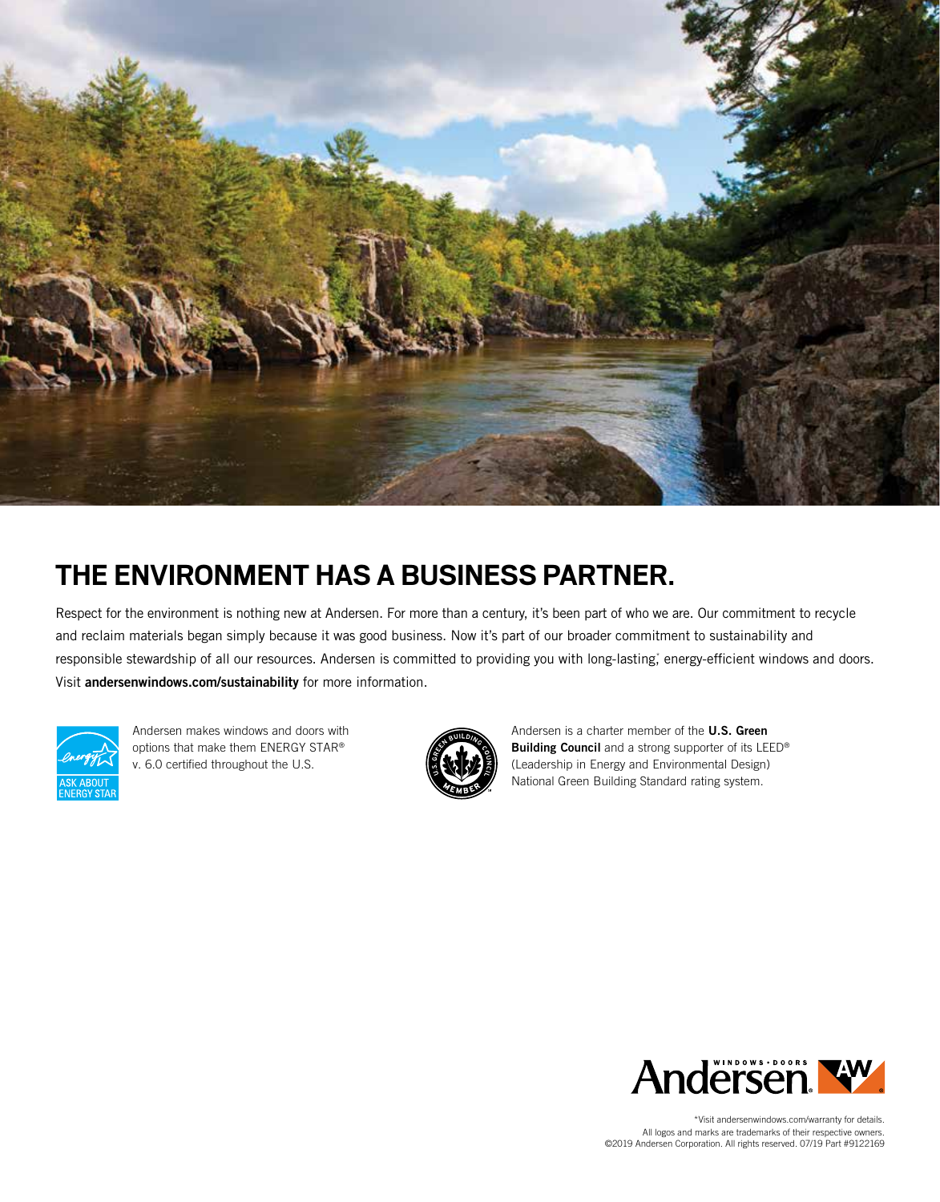# THE ENVIRONMENT HAS A BUSINESS PARTNER.

Respect for the environment is nothing new at Andersen. For more than a century, it's been part of who we are. Our commitment to recycle and reclaim materials began simply because it was good business. Now it's part of our broader commitment to sustainability and responsible stewardship of all our resources. Andersen is committed to providing you with long-lasting,* energy-efficient windows and doors. Visit **andersenwindows.com/sustainability** for more information.

Andersen makes windows and doors with options that make them ENERGY STAR® v. 6.0 certified throughout the U.S.

Andersen is a charter member of the **U.S. Green Building Council** and a strong supporter of its LEED® (Leadership in Energy and Environmental Design) National Green Building Standard rating system.

*Visit andersenwindows.com/warranty for details.
All logos and marks are trademarks of their respective owners.
©2019 Andersen Corporation. All rights reserved. 07/19 Part #9122169